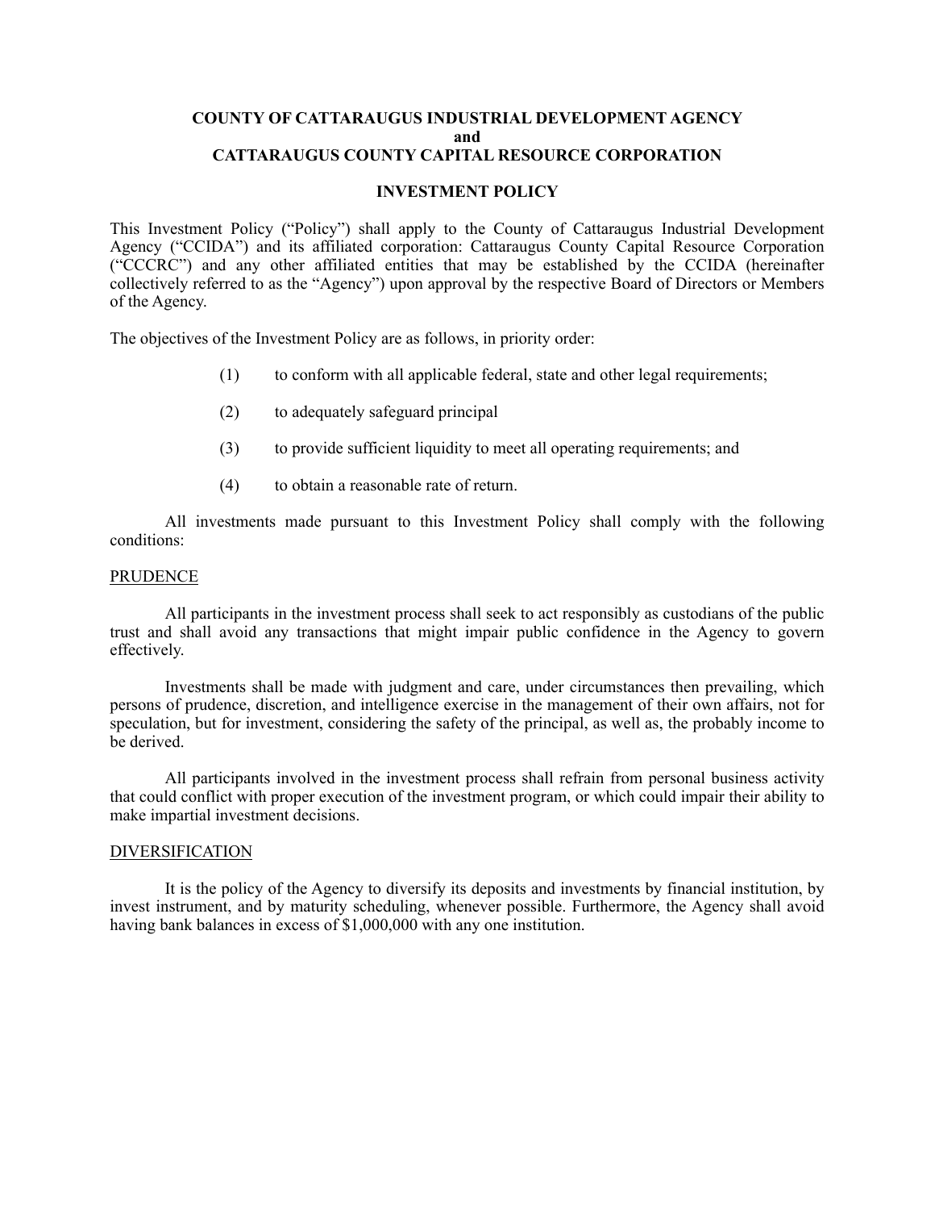# COUNTY OF CATTARAUGUS INDUSTRIAL DEVELOPMENT AGENCY
# and
# CATTARAUGUS COUNTY CAPITAL RESOURCE CORPORATION

## INVESTMENT POLICY

This Investment Policy ("Policy") shall apply to the County of Cattaraugus Industrial Development Agency ("CCIDA") and its affiliated corporation: Cattaraugus County Capital Resource Corporation ("CCCRC") and any other affiliated entities that may be established by the CCIDA (hereinafter collectively referred to as the "Agency") upon approval by the respective Board of Directors or Members of the Agency.

The objectives of the Investment Policy are as follows, in priority order:

(1) to conform with all applicable federal, state and other legal requirements;

(2) to adequately safeguard principal

(3) to provide sufficient liquidity to meet all operating requirements; and

(4) to obtain a reasonable rate of return.

All investments made pursuant to this Investment Policy shall comply with the following conditions:

### PRUDENCE

All participants in the investment process shall seek to act responsibly as custodians of the public trust and shall avoid any transactions that might impair public confidence in the Agency to govern effectively.

Investments shall be made with judgment and care, under circumstances then prevailing, which persons of prudence, discretion, and intelligence exercise in the management of their own affairs, not for speculation, but for investment, considering the safety of the principal, as well as, the probably income to be derived.

All participants involved in the investment process shall refrain from personal business activity that could conflict with proper execution of the investment program, or which could impair their ability to make impartial investment decisions.

### DIVERSIFICATION

It is the policy of the Agency to diversify its deposits and investments by financial institution, by invest instrument, and by maturity scheduling, whenever possible. Furthermore, the Agency shall avoid having bank balances in excess of $1,000,000 with any one institution.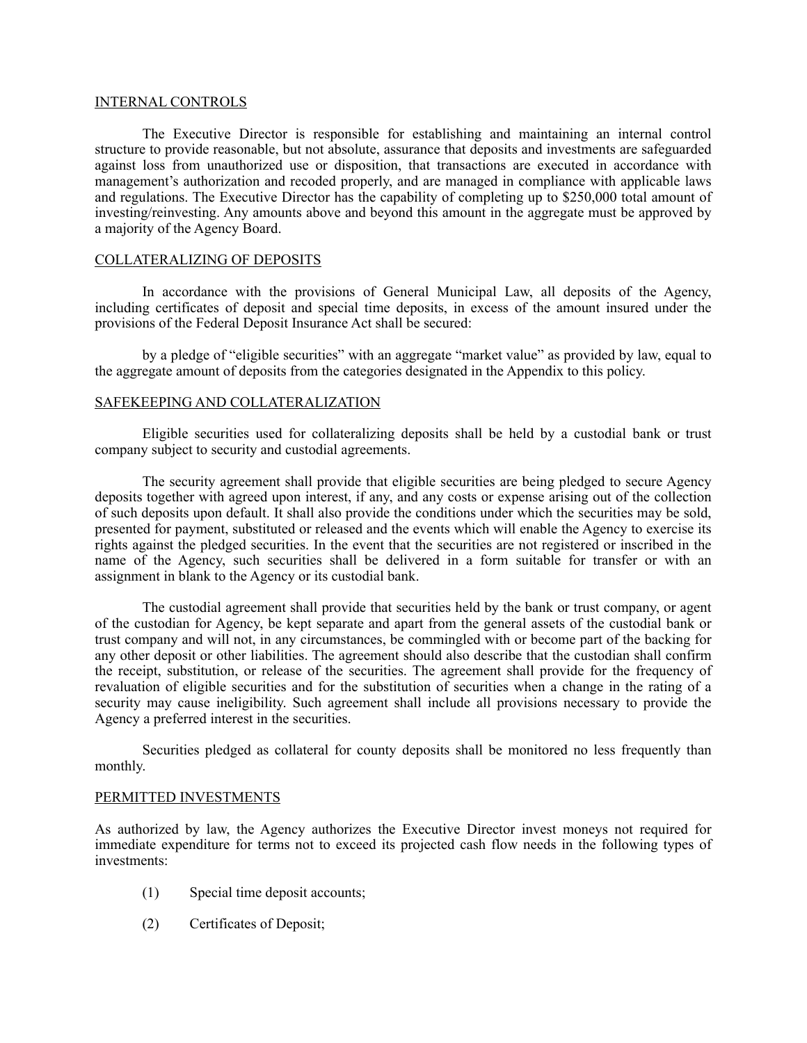## INTERNAL CONTROLS

The Executive Director is responsible for establishing and maintaining an internal control structure to provide reasonable, but not absolute, assurance that deposits and investments are safeguarded against loss from unauthorized use or disposition, that transactions are executed in accordance with management's authorization and recoded properly, and are managed in compliance with applicable laws and regulations. The Executive Director has the capability of completing up to $250,000 total amount of investing/reinvesting. Any amounts above and beyond this amount in the aggregate must be approved by a majority of the Agency Board.

## COLLATERALIZING OF DEPOSITS

In accordance with the provisions of General Municipal Law, all deposits of the Agency, including certificates of deposit and special time deposits, in excess of the amount insured under the provisions of the Federal Deposit Insurance Act shall be secured:

by a pledge of "eligible securities" with an aggregate "market value" as provided by law, equal to the aggregate amount of deposits from the categories designated in the Appendix to this policy.

## SAFEKEEPING AND COLLATERALIZATION

Eligible securities used for collateralizing deposits shall be held by a custodial bank or trust company subject to security and custodial agreements.

The security agreement shall provide that eligible securities are being pledged to secure Agency deposits together with agreed upon interest, if any, and any costs or expense arising out of the collection of such deposits upon default. It shall also provide the conditions under which the securities may be sold, presented for payment, substituted or released and the events which will enable the Agency to exercise its rights against the pledged securities. In the event that the securities are not registered or inscribed in the name of the Agency, such securities shall be delivered in a form suitable for transfer or with an assignment in blank to the Agency or its custodial bank.

The custodial agreement shall provide that securities held by the bank or trust company, or agent of the custodian for Agency, be kept separate and apart from the general assets of the custodial bank or trust company and will not, in any circumstances, be commingled with or become part of the backing for any other deposit or other liabilities. The agreement should also describe that the custodian shall confirm the receipt, substitution, or release of the securities. The agreement shall provide for the frequency of revaluation of eligible securities and for the substitution of securities when a change in the rating of a security may cause ineligibility. Such agreement shall include all provisions necessary to provide the Agency a preferred interest in the securities.

Securities pledged as collateral for county deposits shall be monitored no less frequently than monthly.

## PERMITTED INVESTMENTS

As authorized by law, the Agency authorizes the Executive Director invest moneys not required for immediate expenditure for terms not to exceed its projected cash flow needs in the following types of investments:

(1) Special time deposit accounts;

(2) Certificates of Deposit;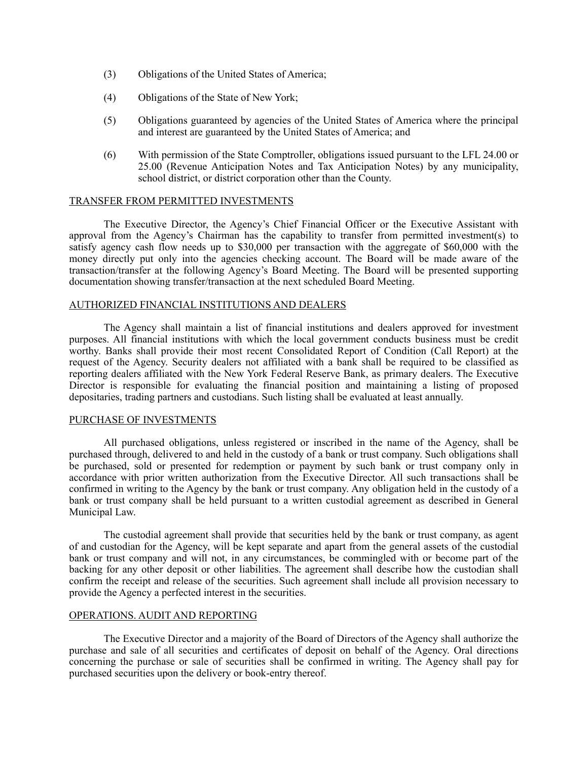(3) Obligations of the United States of America;

(4) Obligations of the State of New York;

(5) Obligations guaranteed by agencies of the United States of America where the principal and interest are guaranteed by the United States of America; and

(6) With permission of the State Comptroller, obligations issued pursuant to the LFL 24.00 or 25.00 (Revenue Anticipation Notes and Tax Anticipation Notes) by any municipality, school district, or district corporation other than the County.

## TRANSFER FROM PERMITTED INVESTMENTS

The Executive Director, the Agency's Chief Financial Officer or the Executive Assistant with approval from the Agency's Chairman has the capability to transfer from permitted investment(s) to satisfy agency cash flow needs up to $30,000 per transaction with the aggregate of $60,000 with the money directly put only into the agencies checking account. The Board will be made aware of the transaction/transfer at the following Agency's Board Meeting. The Board will be presented supporting documentation showing transfer/transaction at the next scheduled Board Meeting.

## AUTHORIZED FINANCIAL INSTITUTIONS AND DEALERS

The Agency shall maintain a list of financial institutions and dealers approved for investment purposes. All financial institutions with which the local government conducts business must be credit worthy. Banks shall provide their most recent Consolidated Report of Condition (Call Report) at the request of the Agency. Security dealers not affiliated with a bank shall be required to be classified as reporting dealers affiliated with the New York Federal Reserve Bank, as primary dealers. The Executive Director is responsible for evaluating the financial position and maintaining a listing of proposed depositaries, trading partners and custodians. Such listing shall be evaluated at least annually.

## PURCHASE OF INVESTMENTS

All purchased obligations, unless registered or inscribed in the name of the Agency, shall be purchased through, delivered to and held in the custody of a bank or trust company. Such obligations shall be purchased, sold or presented for redemption or payment by such bank or trust company only in accordance with prior written authorization from the Executive Director. All such transactions shall be confirmed in writing to the Agency by the bank or trust company. Any obligation held in the custody of a bank or trust company shall be held pursuant to a written custodial agreement as described in General Municipal Law.

The custodial agreement shall provide that securities held by the bank or trust company, as agent of and custodian for the Agency, will be kept separate and apart from the general assets of the custodial bank or trust company and will not, in any circumstances, be commingled with or become part of the backing for any other deposit or other liabilities. The agreement shall describe how the custodian shall confirm the receipt and release of the securities. Such agreement shall include all provision necessary to provide the Agency a perfected interest in the securities.

## OPERATIONS. AUDIT AND REPORTING

The Executive Director and a majority of the Board of Directors of the Agency shall authorize the purchase and sale of all securities and certificates of deposit on behalf of the Agency. Oral directions concerning the purchase or sale of securities shall be confirmed in writing. The Agency shall pay for purchased securities upon the delivery or book-entry thereof.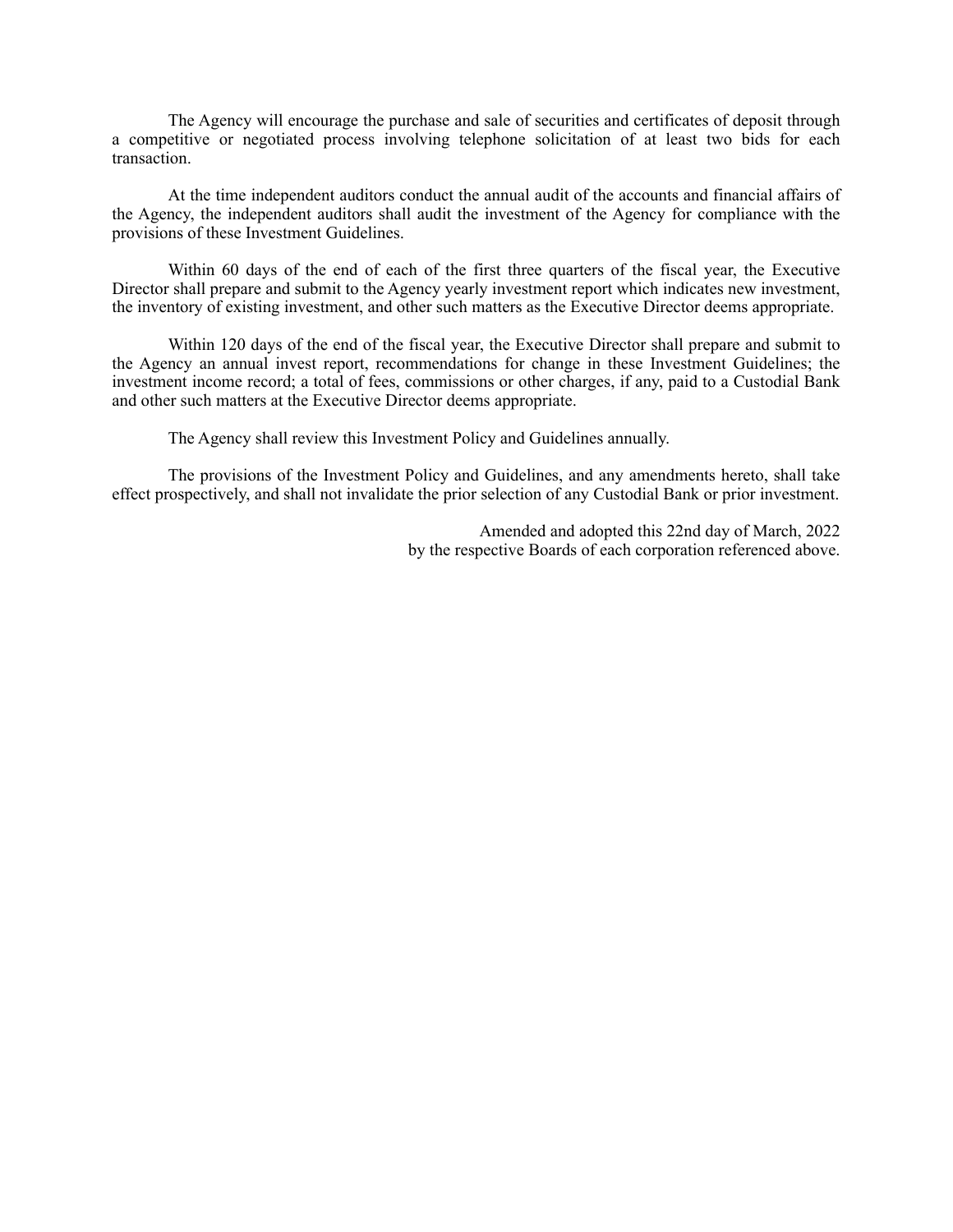The Agency will encourage the purchase and sale of securities and certificates of deposit through a competitive or negotiated process involving telephone solicitation of at least two bids for each transaction.

At the time independent auditors conduct the annual audit of the accounts and financial affairs of the Agency, the independent auditors shall audit the investment of the Agency for compliance with the provisions of these Investment Guidelines.

Within 60 days of the end of each of the first three quarters of the fiscal year, the Executive Director shall prepare and submit to the Agency yearly investment report which indicates new investment, the inventory of existing investment, and other such matters as the Executive Director deems appropriate.

Within 120 days of the end of the fiscal year, the Executive Director shall prepare and submit to the Agency an annual invest report, recommendations for change in these Investment Guidelines; the investment income record; a total of fees, commissions or other charges, if any, paid to a Custodial Bank and other such matters at the Executive Director deems appropriate.

The Agency shall review this Investment Policy and Guidelines annually.

The provisions of the Investment Policy and Guidelines, and any amendments hereto, shall take effect prospectively, and shall not invalidate the prior selection of any Custodial Bank or prior investment.

Amended and adopted this 22nd day of March, 2022
by the respective Boards of each corporation referenced above.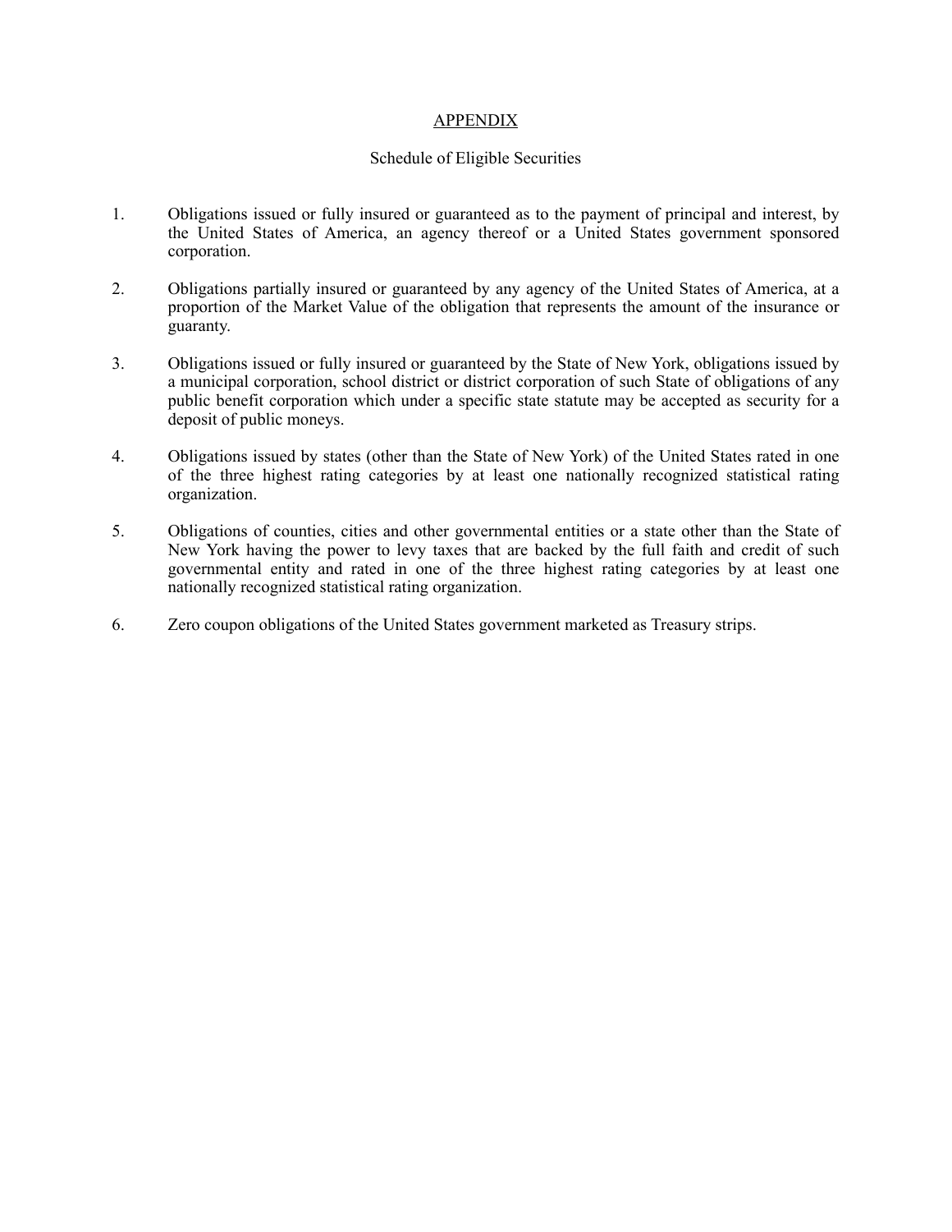# APPENDIX

Schedule of Eligible Securities

1. Obligations issued or fully insured or guaranteed as to the payment of principal and interest, by the United States of America, an agency thereof or a United States government sponsored corporation.

2. Obligations partially insured or guaranteed by any agency of the United States of America, at a proportion of the Market Value of the obligation that represents the amount of the insurance or guaranty.

3. Obligations issued or fully insured or guaranteed by the State of New York, obligations issued by a municipal corporation, school district or district corporation of such State of obligations of any public benefit corporation which under a specific state statute may be accepted as security for a deposit of public moneys.

4. Obligations issued by states (other than the State of New York) of the United States rated in one of the three highest rating categories by at least one nationally recognized statistical rating organization.

5. Obligations of counties, cities and other governmental entities or a state other than the State of New York having the power to levy taxes that are backed by the full faith and credit of such governmental entity and rated in one of the three highest rating categories by at least one nationally recognized statistical rating organization.

6. Zero coupon obligations of the United States government marketed as Treasury strips.